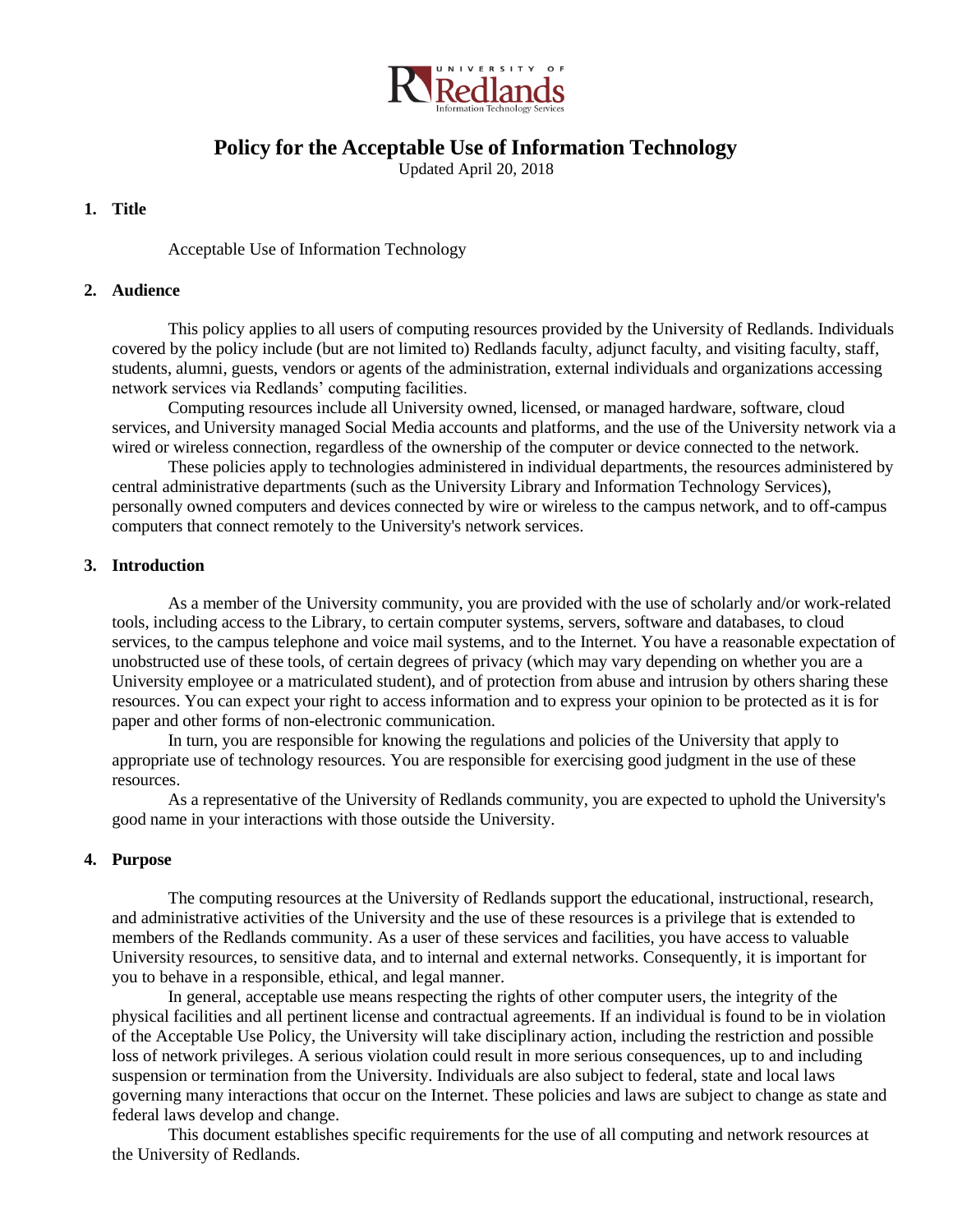# Policy for the Acceptable Use of Information Technology

Updated April 20, 2018

## 1. Title

Acceptable Use of Information Technology

## 2. Audience

This policy applies to all users of computing resources provided by the University of Redlands. Individuals covered by the policy include (but are not limited to) Redlands faculty, adjunct faculty, and visiting faculty, staff, students, alumni, guests, vendors or agents of the administration, external individuals and organizations accessing network services via Redlands' computing facilities.

Computing resources include all University owned, licensed, or managed hardware, software, cloud services, and University managed Social Media accounts and platforms, and the use of the University network via a wired or wireless connection, regardless of the ownership of the computer or device connected to the network.

These policies apply to technologies administered in individual departments, the resources administered by central administrative departments (such as the University Library and Information Technology Services), personally owned computers and devices connected by wire or wireless to the campus network, and to off-campus computers that connect remotely to the University's network services.

## 3. Introduction

As a member of the University community, you are provided with the use of scholarly and/or work-related tools, including access to the Library, to certain computer systems, servers, software and databases, to cloud services, to the campus telephone and voice mail systems, and to the Internet. You have a reasonable expectation of unobstructed use of these tools, of certain degrees of privacy (which may vary depending on whether you are a University employee or a matriculated student), and of protection from abuse and intrusion by others sharing these resources. You can expect your right to access information and to express your opinion to be protected as it is for paper and other forms of non-electronic communication.

In turn, you are responsible for knowing the regulations and policies of the University that apply to appropriate use of technology resources. You are responsible for exercising good judgment in the use of these resources.

As a representative of the University of Redlands community, you are expected to uphold the University's good name in your interactions with those outside the University.

## 4. Purpose

The computing resources at the University of Redlands support the educational, instructional, research, and administrative activities of the University and the use of these resources is a privilege that is extended to members of the Redlands community. As a user of these services and facilities, you have access to valuable University resources, to sensitive data, and to internal and external networks. Consequently, it is important for you to behave in a responsible, ethical, and legal manner.

In general, acceptable use means respecting the rights of other computer users, the integrity of the physical facilities and all pertinent license and contractual agreements. If an individual is found to be in violation of the Acceptable Use Policy, the University will take disciplinary action, including the restriction and possible loss of network privileges. A serious violation could result in more serious consequences, up to and including suspension or termination from the University. Individuals are also subject to federal, state and local laws governing many interactions that occur on the Internet. These policies and laws are subject to change as state and federal laws develop and change.

This document establishes specific requirements for the use of all computing and network resources at the University of Redlands.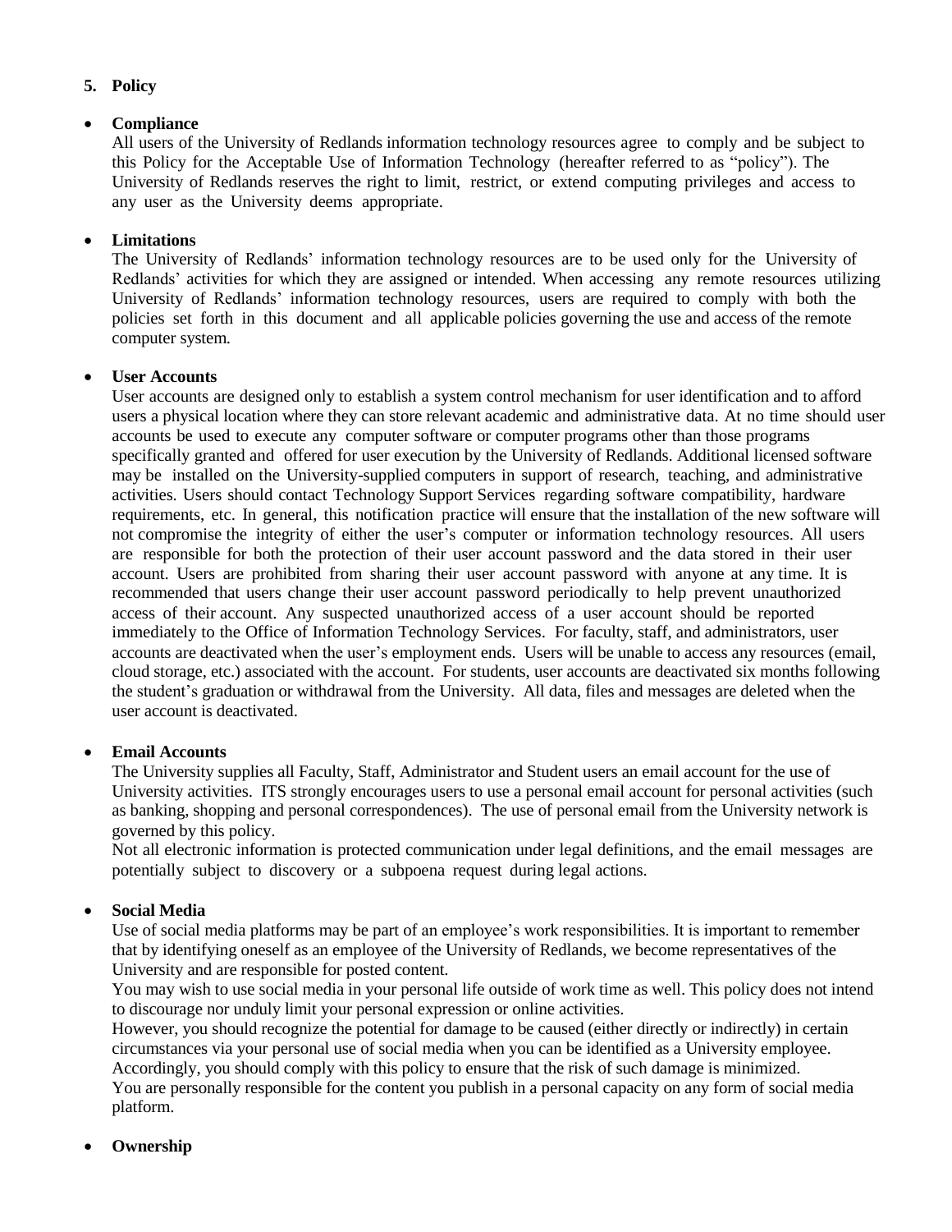5. **Policy**

- **Compliance**

  All users of the University of Redlands information technology resources agree to comply and be subject to this Policy for the Acceptable Use of Information Technology (hereafter referred to as "policy"). The University of Redlands reserves the right to limit, restrict, or extend computing privileges and access to any user as the University deems appropriate.

- **Limitations**

  The University of Redlands' information technology resources are to be used only for the University of Redlands' activities for which they are assigned or intended. When accessing any remote resources utilizing University of Redlands' information technology resources, users are required to comply with both the policies set forth in this document and all applicable policies governing the use and access of the remote computer system.

- **User Accounts**

  User accounts are designed only to establish a system control mechanism for user identification and to afford users a physical location where they can store relevant academic and administrative data. At no time should user accounts be used to execute any computer software or computer programs other than those programs specifically granted and offered for user execution by the University of Redlands. Additional licensed software may be installed on the University-supplied computers in support of research, teaching, and administrative activities. Users should contact Technology Support Services regarding software compatibility, hardware requirements, etc. In general, this notification practice will ensure that the installation of the new software will not compromise the integrity of either the user's computer or information technology resources. All users are responsible for both the protection of their user account password and the data stored in their user account. Users are prohibited from sharing their user account password with anyone at any time. It is recommended that users change their user account password periodically to help prevent unauthorized access of their account. Any suspected unauthorized access of a user account should be reported immediately to the Office of Information Technology Services. For faculty, staff, and administrators, user accounts are deactivated when the user's employment ends. Users will be unable to access any resources (email, cloud storage, etc.) associated with the account. For students, user accounts are deactivated six months following the student's graduation or withdrawal from the University. All data, files and messages are deleted when the user account is deactivated.

- **Email Accounts**

  The University supplies all Faculty, Staff, Administrator and Student users an email account for the use of University activities. ITS strongly encourages users to use a personal email account for personal activities (such as banking, shopping and personal correspondences). The use of personal email from the University network is governed by this policy.

  Not all electronic information is protected communication under legal definitions, and the email messages are potentially subject to discovery or a subpoena request during legal actions.

- **Social Media**

  Use of social media platforms may be part of an employee's work responsibilities. It is important to remember that by identifying oneself as an employee of the University of Redlands, we become representatives of the University and are responsible for posted content.

  You may wish to use social media in your personal life outside of work time as well. This policy does not intend to discourage nor unduly limit your personal expression or online activities.

  However, you should recognize the potential for damage to be caused (either directly or indirectly) in certain circumstances via your personal use of social media when you can be identified as a University employee. Accordingly, you should comply with this policy to ensure that the risk of such damage is minimized.

  You are personally responsible for the content you publish in a personal capacity on any form of social media platform.

- **Ownership**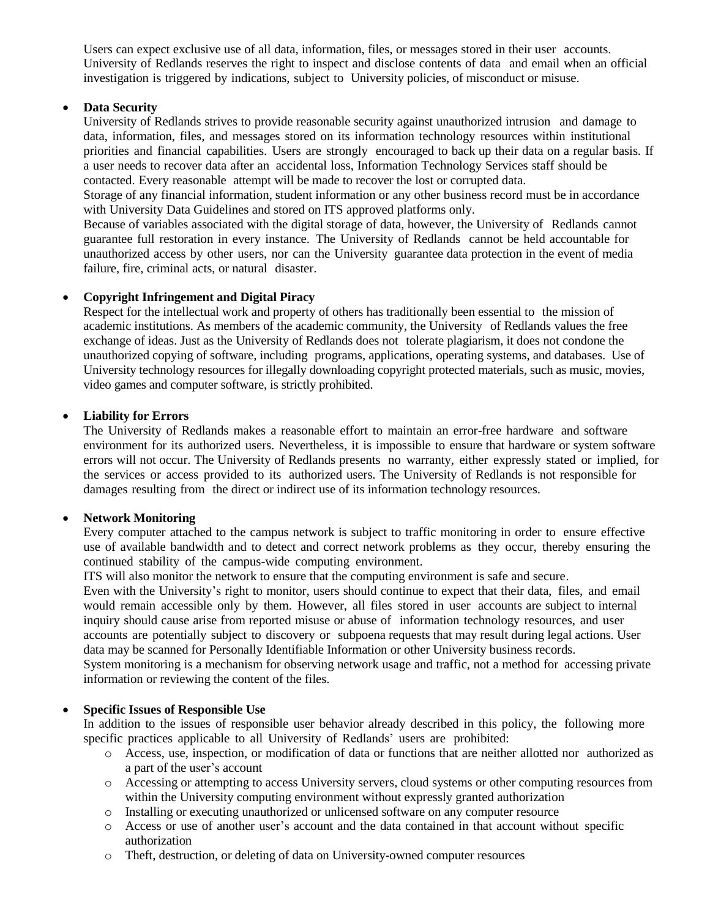Users can expect exclusive use of all data, information, files, or messages stored in their user accounts. University of Redlands reserves the right to inspect and disclose contents of data and email when an official investigation is triggered by indications, subject to University policies, of misconduct or misuse.

- **Data Security**

  University of Redlands strives to provide reasonable security against unauthorized intrusion and damage to data, information, files, and messages stored on its information technology resources within institutional priorities and financial capabilities. Users are strongly encouraged to back up their data on a regular basis. If a user needs to recover data after an accidental loss, Information Technology Services staff should be contacted. Every reasonable attempt will be made to recover the lost or corrupted data.

  Storage of any financial information, student information or any other business record must be in accordance with University Data Guidelines and stored on ITS approved platforms only.

  Because of variables associated with the digital storage of data, however, the University of Redlands cannot guarantee full restoration in every instance. The University of Redlands cannot be held accountable for unauthorized access by other users, nor can the University guarantee data protection in the event of media failure, fire, criminal acts, or natural disaster.

- **Copyright Infringement and Digital Piracy**

  Respect for the intellectual work and property of others has traditionally been essential to the mission of academic institutions. As members of the academic community, the University of Redlands values the free exchange of ideas. Just as the University of Redlands does not tolerate plagiarism, it does not condone the unauthorized copying of software, including programs, applications, operating systems, and databases. Use of University technology resources for illegally downloading copyright protected materials, such as music, movies, video games and computer software, is strictly prohibited.

- **Liability for Errors**

  The University of Redlands makes a reasonable effort to maintain an error-free hardware and software environment for its authorized users. Nevertheless, it is impossible to ensure that hardware or system software errors will not occur. The University of Redlands presents no warranty, either expressly stated or implied, for the services or access provided to its authorized users. The University of Redlands is not responsible for damages resulting from the direct or indirect use of its information technology resources.

- **Network Monitoring**

  Every computer attached to the campus network is subject to traffic monitoring in order to ensure effective use of available bandwidth and to detect and correct network problems as they occur, thereby ensuring the continued stability of the campus-wide computing environment.

  ITS will also monitor the network to ensure that the computing environment is safe and secure.

  Even with the University's right to monitor, users should continue to expect that their data, files, and email would remain accessible only by them. However, all files stored in user accounts are subject to internal inquiry should cause arise from reported misuse or abuse of information technology resources, and user accounts are potentially subject to discovery or subpoena requests that may result during legal actions. User data may be scanned for Personally Identifiable Information or other University business records.

  System monitoring is a mechanism for observing network usage and traffic, not a method for accessing private information or reviewing the content of the files.

- **Specific Issues of Responsible Use**

  In addition to the issues of responsible user behavior already described in this policy, the following more specific practices applicable to all University of Redlands' users are prohibited:

  - Access, use, inspection, or modification of data or functions that are neither allotted nor authorized as a part of the user's account
  - Accessing or attempting to access University servers, cloud systems or other computing resources from within the University computing environment without expressly granted authorization
  - Installing or executing unauthorized or unlicensed software on any computer resource
  - Access or use of another user's account and the data contained in that account without specific authorization
  - Theft, destruction, or deleting of data on University-owned computer resources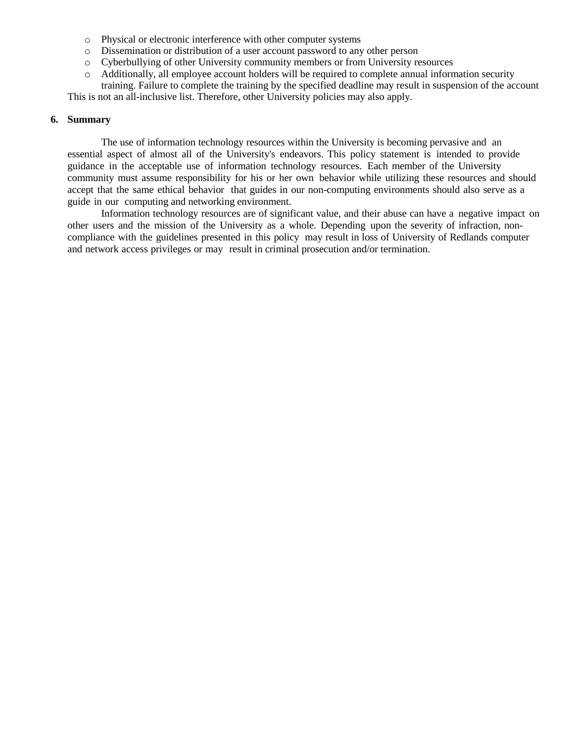- Physical or electronic interference with other computer systems
- Dissemination or distribution of a user account password to any other person
- Cyberbullying of other University community members or from University resources
- Additionally, all employee account holders will be required to complete annual information security training. Failure to complete the training by the specified deadline may result in suspension of the account

This is not an all-inclusive list. Therefore, other University policies may also apply.

## 6. Summary

The use of information technology resources within the University is becoming pervasive and an essential aspect of almost all of the University's endeavors. This policy statement is intended to provide guidance in the acceptable use of information technology resources. Each member of the University community must assume responsibility for his or her own behavior while utilizing these resources and should accept that the same ethical behavior that guides in our non-computing environments should also serve as a guide in our computing and networking environment.

Information technology resources are of significant value, and their abuse can have a negative impact on other users and the mission of the University as a whole. Depending upon the severity of infraction, non-compliance with the guidelines presented in this policy may result in loss of University of Redlands computer and network access privileges or may result in criminal prosecution and/or termination.